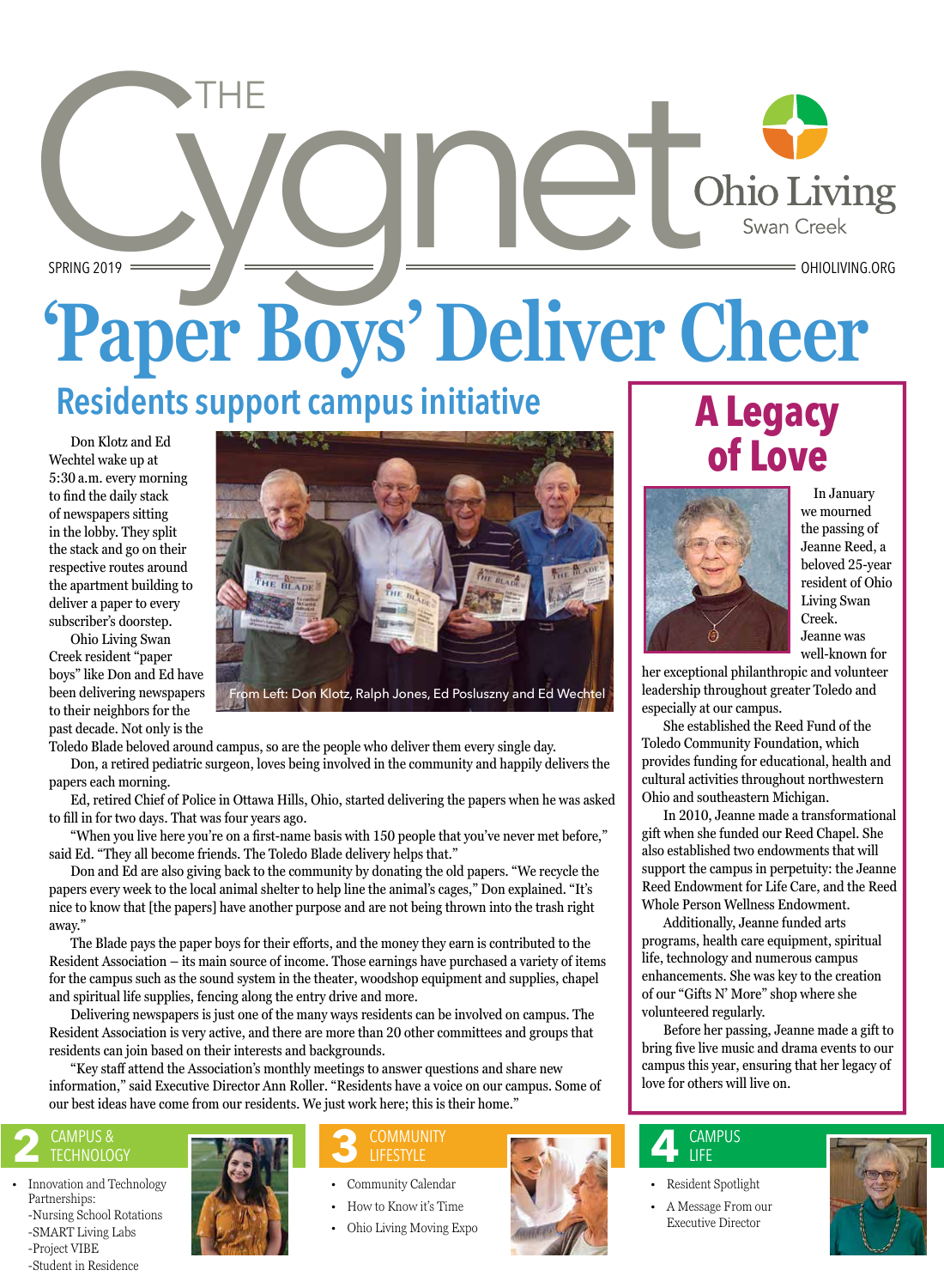# The Cygnet

Ohio Living Swan Creek

SPRING 2019 — OHIOLIVING.ORG

# 'Paper Boys' Deliver Cheer

## Residents support campus initiative

Don Klotz and Ed Wechtel wake up at 5:30 a.m. every morning to find the daily stack of newspapers sitting in the lobby. They split the stack and go on their respective routes around the apartment building to deliver a paper to every subscriber's doorstep.

Ohio Living Swan Creek resident "paper boys" like Don and Ed have been delivering newspapers to their neighbors for the past decade. Not only is the Toledo Blade beloved around campus, so are the people who deliver them every single day.

From Left: Don Klotz, Ralph Jones, Ed Posluszny and Ed Wechtel

Don, a retired pediatric surgeon, loves being involved in the community and happily delivers the papers each morning.

Ed, retired Chief of Police in Ottawa Hills, Ohio, started delivering the papers when he was asked to fill in for two days. That was four years ago.

"When you live here you're on a first-name basis with 150 people that you've never met before," said Ed. "They all become friends. The Toledo Blade delivery helps that."

Don and Ed are also giving back to the community by donating the old papers. "We recycle the papers every week to the local animal shelter to help line the animal's cages," Don explained. "It's nice to know that [the papers] have another purpose and are not being thrown into the trash right away."

The Blade pays the paper boys for their efforts, and the money they earn is contributed to the Resident Association – its main source of income. Those earnings have purchased a variety of items for the campus such as the sound system in the theater, woodshop equipment and supplies, chapel and spiritual life supplies, fencing along the entry drive and more.

Delivering newspapers is just one of the many ways residents can be involved on campus. The Resident Association is very active, and there are more than 20 other committees and groups that residents can join based on their interests and backgrounds.

"Key staff attend the Association's monthly meetings to answer questions and share new information," said Executive Director Ann Roller. "Residents have a voice on our campus. Some of our best ideas have come from our residents. We just work here; this is their home."

## A Legacy of Love

In January we mourned the passing of Jeanne Reed, a beloved 25-year resident of Ohio Living Swan Creek. Jeanne was well-known for her exceptional philanthropic and volunteer leadership throughout greater Toledo and especially at our campus.

She established the Reed Fund of the Toledo Community Foundation, which provides funding for educational, health and cultural activities throughout northwestern Ohio and southeastern Michigan.

In 2010, Jeanne made a transformational gift when she funded our Reed Chapel. She also established two endowments that will support the campus in perpetuity: the Jeanne Reed Endowment for Life Care, and the Reed Whole Person Wellness Endowment.

Additionally, Jeanne funded arts programs, health care equipment, spiritual life, technology and numerous campus enhancements. She was key to the creation of our "Gifts N' More" shop where she volunteered regularly.

Before her passing, Jeanne made a gift to bring five live music and drama events to our campus this year, ensuring that her legacy of love for others will live on.

### 2 CAMPUS & TECHNOLOGY

- Innovation and Technology Partnerships:
  - -Nursing School Rotations
  - -SMART Living Labs
  - -Project VIBE
  - -Student in Residence

### 3 COMMUNITY LIFESTYLE

- Community Calendar
- How to Know it's Time
- Ohio Living Moving Expo

### 4 CAMPUS LIFE

- Resident Spotlight
- A Message From our Executive Director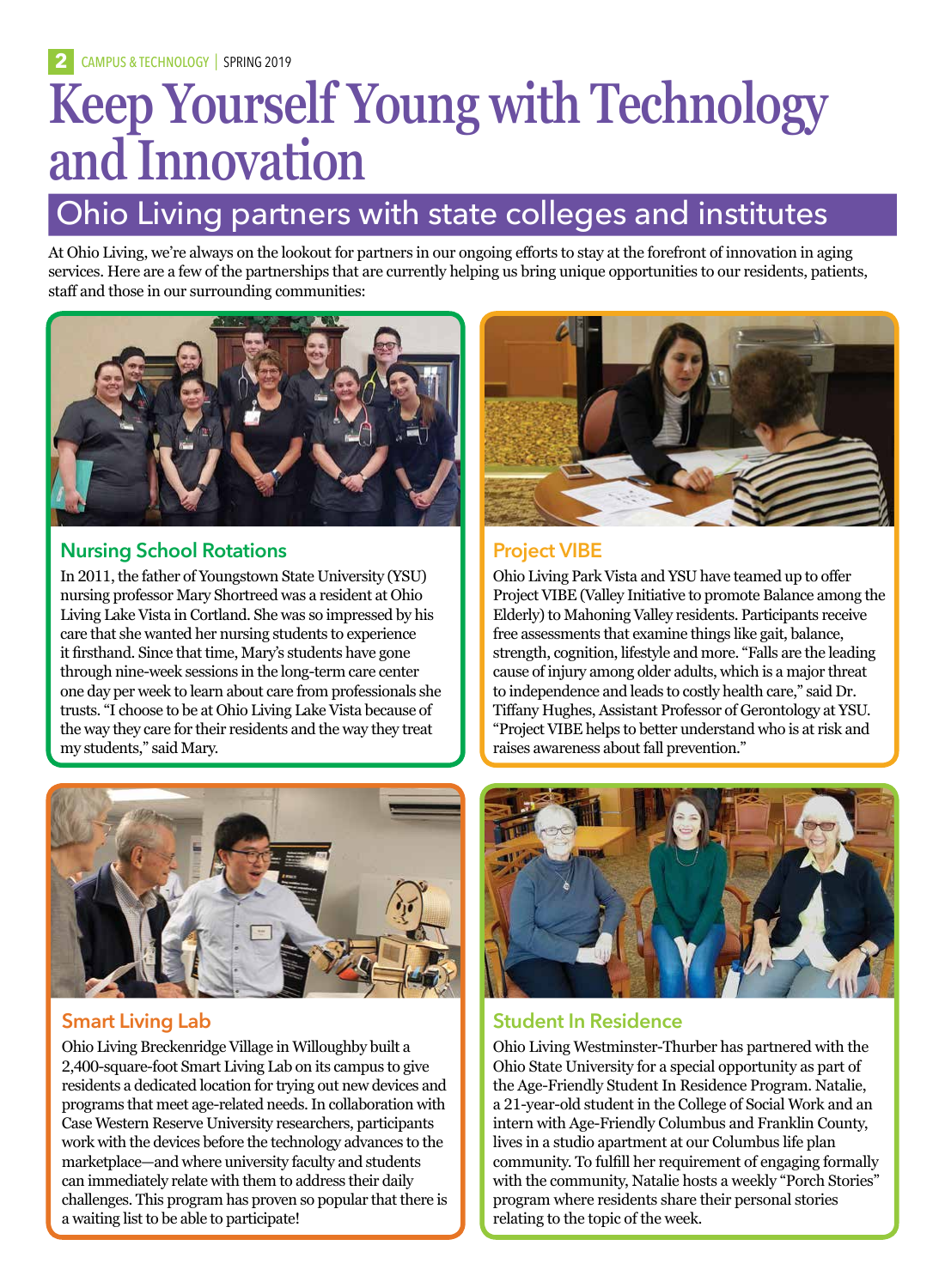# Keep Yourself Young with Technology and Innovation

## Ohio Living partners with state colleges and institutes

At Ohio Living, we're always on the lookout for partners in our ongoing efforts to stay at the forefront of innovation in aging services. Here are a few of the partnerships that are currently helping us bring unique opportunities to our residents, patients, staff and those in our surrounding communities:

### Nursing School Rotations

In 2011, the father of Youngstown State University (YSU) nursing professor Mary Shortreed was a resident at Ohio Living Lake Vista in Cortland. She was so impressed by his care that she wanted her nursing students to experience it firsthand. Since that time, Mary's students have gone through nine-week sessions in the long-term care center one day per week to learn about care from professionals she trusts. "I choose to be at Ohio Living Lake Vista because of the way they care for their residents and the way they treat my students," said Mary.

### Project VIBE

Ohio Living Park Vista and YSU have teamed up to offer Project VIBE (Valley Initiative to promote Balance among the Elderly) to Mahoning Valley residents. Participants receive free assessments that examine things like gait, balance, strength, cognition, lifestyle and more. "Falls are the leading cause of injury among older adults, which is a major threat to independence and leads to costly health care," said Dr. Tiffany Hughes, Assistant Professor of Gerontology at YSU. "Project VIBE helps to better understand who is at risk and raises awareness about fall prevention."

### Smart Living Lab

Ohio Living Breckenridge Village in Willoughby built a 2,400-square-foot Smart Living Lab on its campus to give residents a dedicated location for trying out new devices and programs that meet age-related needs. In collaboration with Case Western Reserve University researchers, participants work with the devices before the technology advances to the marketplace—and where university faculty and students can immediately relate with them to address their daily challenges. This program has proven so popular that there is a waiting list to be able to participate!

### Student In Residence

Ohio Living Westminster-Thurber has partnered with the Ohio State University for a special opportunity as part of the Age-Friendly Student In Residence Program. Natalie, a 21-year-old student in the College of Social Work and an intern with Age-Friendly Columbus and Franklin County, lives in a studio apartment at our Columbus life plan community. To fulfill her requirement of engaging formally with the community, Natalie hosts a weekly "Porch Stories" program where residents share their personal stories relating to the topic of the week.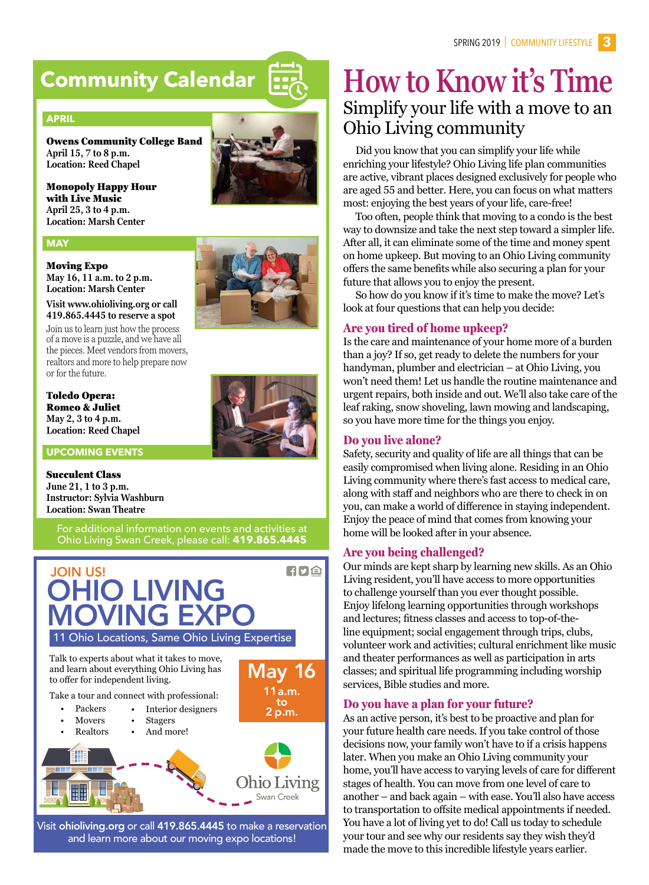## Community Calendar

### APRIL

**Owens Community College Band**
**April 15, 7 to 8 p.m.**
**Location: Reed Chapel**

**Monopoly Happy Hour with Live Music**
**April 25, 3 to 4 p.m.**
**Location: Marsh Center**

### MAY

**Moving Expo**
**May 16, 11 a.m. to 2 p.m.**
**Location: Marsh Center**

**Visit www.ohioliving.org or call 419.865.4445 to reserve a spot**

Join us to learn just how the process of a move is a puzzle, and we have all the pieces. Meet vendors from movers, realtors and more to help prepare now or for the future.

**Toledo Opera: Romeo & Juliet**
**May 2, 3 to 4 p.m.**
**Location: Reed Chapel**

### UPCOMING EVENTS

**Succulent Class**
**June 21, 1 to 3 p.m.**
**Instructor: Sylvia Washburn**
**Location: Swan Theatre**

For additional information on events and activities at Ohio Living Swan Creek, please call: **419.865.4445**

---

JOIN US!

## OHIO LIVING MOVING EXPO

11 Ohio Locations, Same Ohio Living Expertise

Talk to experts about what it takes to move, and learn about everything Ohio Living has to offer for independent living.

Take a tour and connect with professional:

- Packers
- Movers
- Realtors
- Interior designers
- Stagers
- And more!

**May 16**
**11 a.m. to 2 p.m.**

Ohio Living
Swan Creek

Visit **ohioliving.org** or call **419.865.4445** to make a reservation and learn more about our moving expo locations!

---

# How to Know it's Time

## Simplify your life with a move to an Ohio Living community

Did you know that you can simplify your life while enriching your lifestyle? Ohio Living life plan communities are active, vibrant places designed exclusively for people who are aged 55 and better. Here, you can focus on what matters most: enjoying the best years of your life, care-free!

Too often, people think that moving to a condo is the best way to downsize and take the next step toward a simpler life. After all, it can eliminate some of the time and money spent on home upkeep. But moving to an Ohio Living community offers the same benefits while also securing a plan for your future that allows you to enjoy the present.

So how do you know if it's time to make the move? Let's look at four questions that can help you decide:

### Are you tired of home upkeep?

Is the care and maintenance of your home more of a burden than a joy? If so, get ready to delete the numbers for your handyman, plumber and electrician – at Ohio Living, you won't need them! Let us handle the routine maintenance and urgent repairs, both inside and out. We'll also take care of the leaf raking, snow shoveling, lawn mowing and landscaping, so you have more time for the things you enjoy.

### Do you live alone?

Safety, security and quality of life are all things that can be easily compromised when living alone. Residing in an Ohio Living community where there's fast access to medical care, along with staff and neighbors who are there to check in on you, can make a world of difference in staying independent. Enjoy the peace of mind that comes from knowing your home will be looked after in your absence.

### Are you being challenged?

Our minds are kept sharp by learning new skills. As an Ohio Living resident, you'll have access to more opportunities to challenge yourself than you ever thought possible. Enjoy lifelong learning opportunities through workshops and lectures; fitness classes and access to top-of-the-line equipment; social engagement through trips, clubs, volunteer work and activities; cultural enrichment like music and theater performances as well as participation in arts classes; and spiritual life programming including worship services, Bible studies and more.

### Do you have a plan for your future?

As an active person, it's best to be proactive and plan for your future health care needs. If you take control of those decisions now, your family won't have to if a crisis happens later. When you make an Ohio Living community your home, you'll have access to varying levels of care for different stages of health. You can move from one level of care to another – and back again – with ease. You'll also have access to transportation to offsite medical appointments if needed. You have a lot of living yet to do! Call us today to schedule your tour and see why our residents say they wish they'd made the move to this incredible lifestyle years earlier.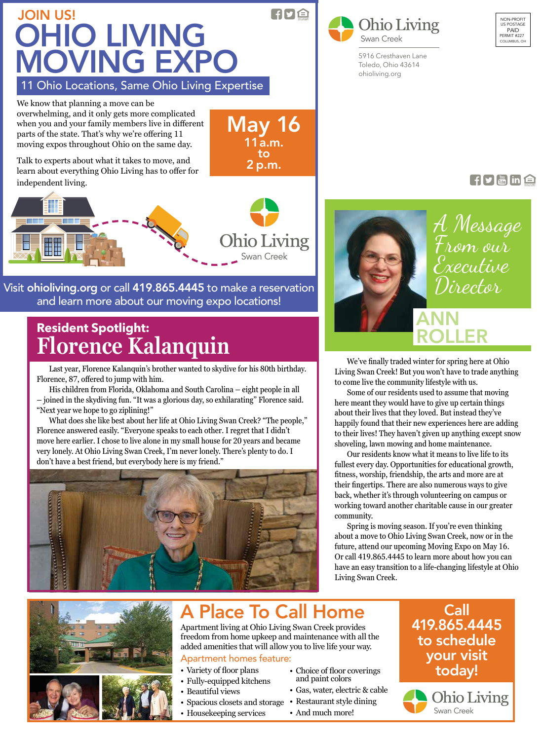JOIN US!

# OHIO LIVING MOVING EXPO

## 11 Ohio Locations, Same Ohio Living Expertise

We know that planning a move can be overwhelming, and it only gets more complicated when you and your family members live in different parts of the state. That's why we're offering 11 moving expos throughout Ohio on the same day.

Talk to experts about what it takes to move, and learn about everything Ohio Living has to offer for independent living.

**May 16**
**11 a.m. to 2 p.m.**

Ohio Living
Swan Creek

Visit **ohioliving.org** or call **419.865.4445** to make a reservation and learn more about our moving expo locations!

Ohio Living
Swan Creek

5916 Cresthaven Lane
Toledo, Ohio 43614
ohioliving.org

NON-PROFIT
US POSTAGE
PAID
PERMIT #227
COLUMBUS, OH

## Resident Spotlight: Florence Kalanquin

Last year, Florence Kalanquin's brother wanted to skydive for his 80th birthday. Florence, 87, offered to jump with him.

His children from Florida, Oklahoma and South Carolina – eight people in all – joined in the skydiving fun. "It was a glorious day, so exhilarating" Florence said. "Next year we hope to go ziplining!"

What does she like best about her life at Ohio Living Swan Creek? "The people," Florence answered easily. "Everyone speaks to each other. I regret that I didn't move here earlier. I chose to live alone in my small house for 20 years and became very lonely. At Ohio Living Swan Creek, I'm never lonely. There's plenty to do. I don't have a best friend, but everybody here is my friend."

## A Message From our Executive Director

### ANN ROLLER

We've finally traded winter for spring here at Ohio Living Swan Creek! But you won't have to trade anything to come live the community lifestyle with us.

Some of our residents used to assume that moving here meant they would have to give up certain things about their lives that they loved. But instead they've happily found that their new experiences here are adding to their lives! They haven't given up anything except snow shoveling, lawn mowing and home maintenance.

Our residents know what it means to live life to its fullest every day. Opportunities for educational growth, fitness, worship, friendship, the arts and more are at their fingertips. There are also numerous ways to give back, whether it's through volunteering on campus or working toward another charitable cause in our greater community.

Spring is moving season. If you're even thinking about a move to Ohio Living Swan Creek, now or in the future, attend our upcoming Moving Expo on May 16. Or call 419.865.4445 to learn more about how you can have an easy transition to a life-changing lifestyle at Ohio Living Swan Creek.

## A Place To Call Home

Apartment living at Ohio Living Swan Creek provides freedom from home upkeep and maintenance with all the added amenities that will allow you to live life your way.

### Apartment homes feature:

- Variety of floor plans
- Fully-equipped kitchens
- Beautiful views
- Spacious closets and storage
- Housekeeping services
- Choice of floor coverings and paint colors
- Gas, water, electric & cable
- Restaurant style dining
- And much more!

**Call 419.865.4445 to schedule your visit today!**

Ohio Living
Swan Creek